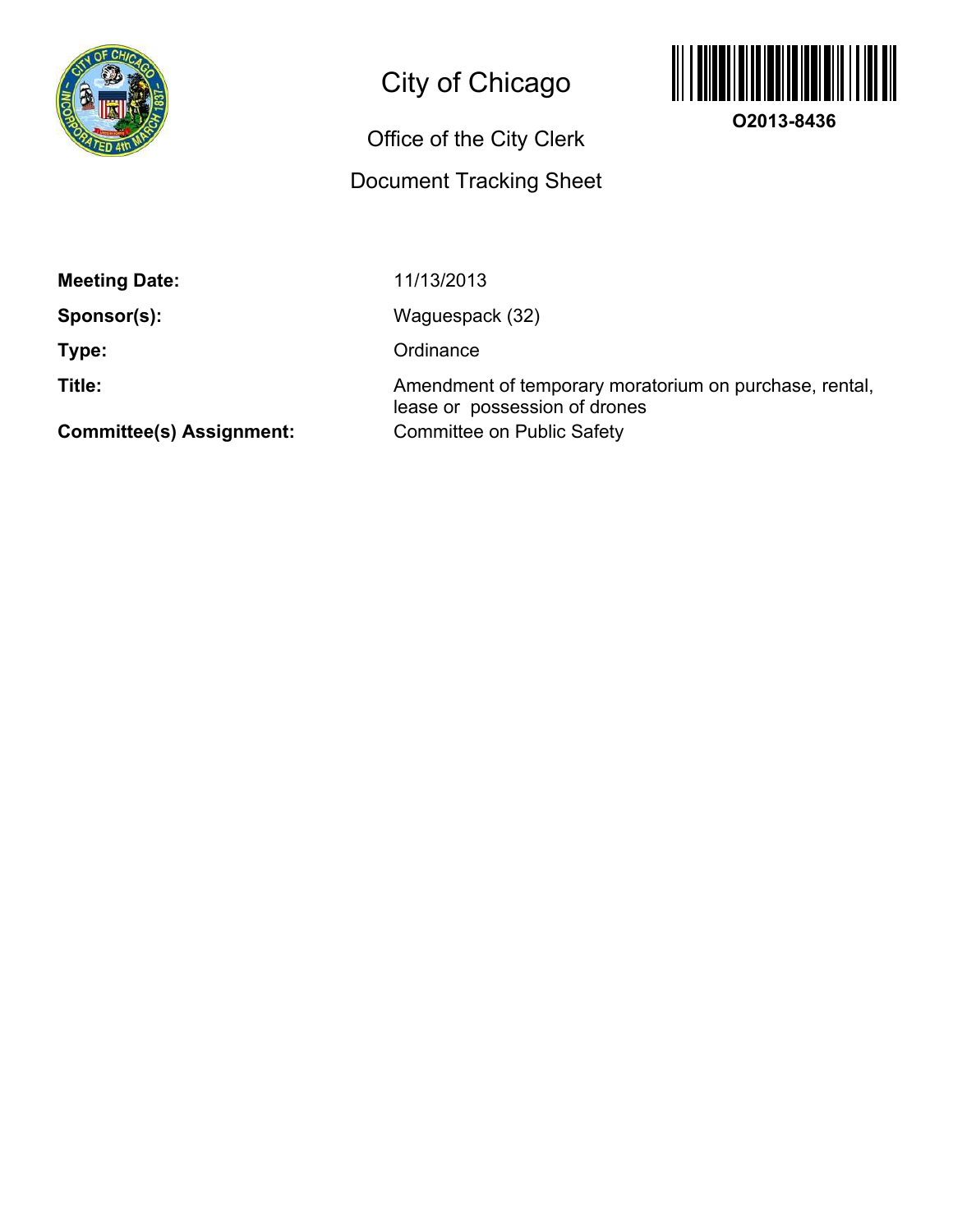# City of Chicago

O2013-8436

## Office of the City Clerk

## Document Tracking Sheet

**Meeting Date:** 11/13/2013

**Sponsor(s):** Waguespack (32)

**Type:** Ordinance

**Title:** Amendment of temporary moratorium on purchase, rental, lease or possession of drones

**Committee(s) Assignment:** Committee on Public Safety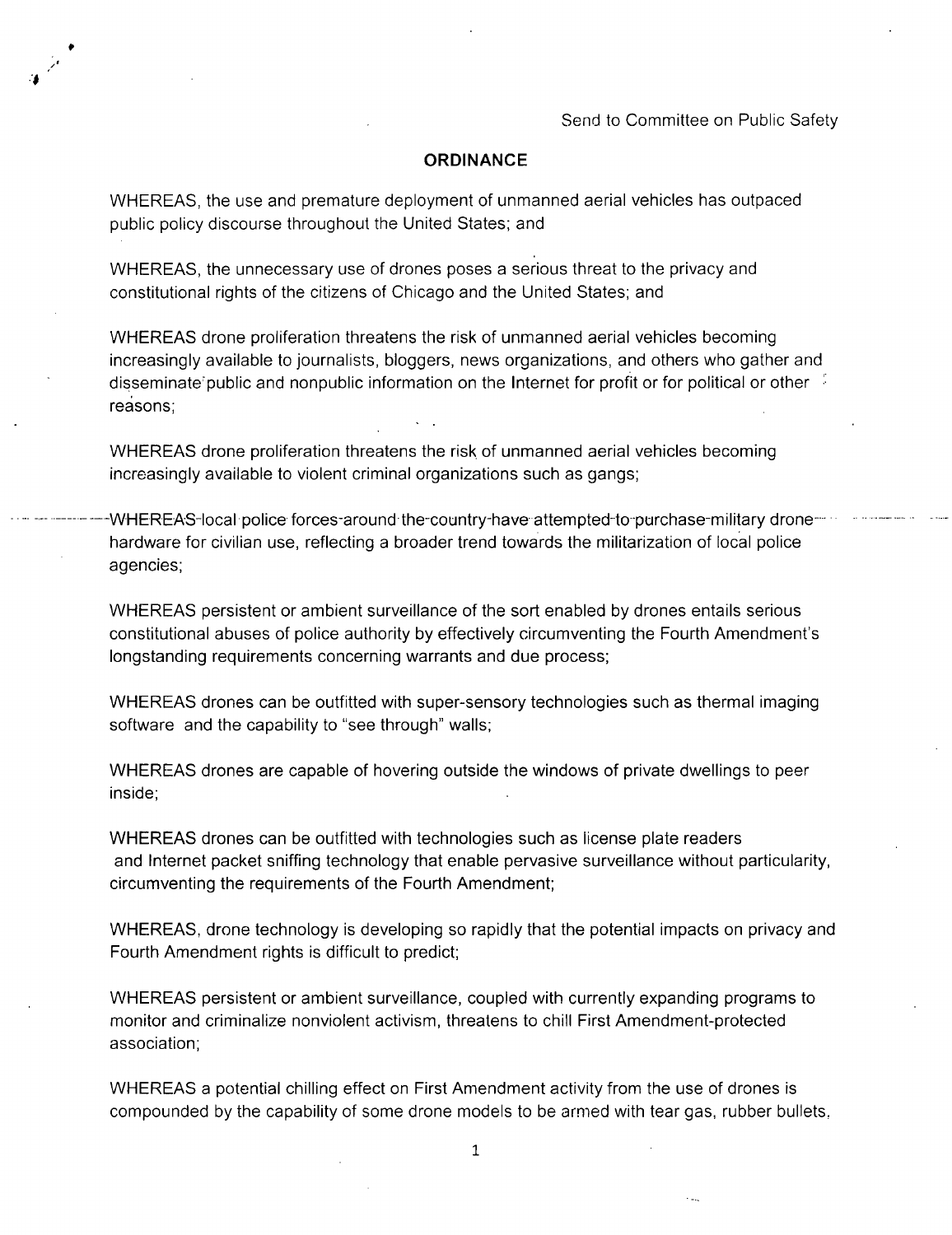Send to Committee on Public Safety

**ORDINANCE**

WHEREAS, the use and premature deployment of unmanned aerial vehicles has outpaced public policy discourse throughout the United States; and

WHEREAS, the unnecessary use of drones poses a serious threat to the privacy and constitutional rights of the citizens of Chicago and the United States; and

WHEREAS drone proliferation threatens the risk of unmanned aerial vehicles becoming increasingly available to journalists, bloggers, news organizations, and others who gather and disseminate public and nonpublic information on the Internet for profit or for political or other reasons;

WHEREAS drone proliferation threatens the risk of unmanned aerial vehicles becoming increasingly available to violent criminal organizations such as gangs;

WHEREAS local police forces around the country have attempted to purchase military drone hardware for civilian use, reflecting a broader trend towards the militarization of local police agencies;

WHEREAS persistent or ambient surveillance of the sort enabled by drones entails serious constitutional abuses of police authority by effectively circumventing the Fourth Amendment's longstanding requirements concerning warrants and due process;

WHEREAS drones can be outfitted with super-sensory technologies such as thermal imaging software and the capability to "see through" walls;

WHEREAS drones are capable of hovering outside the windows of private dwellings to peer inside;

WHEREAS drones can be outfitted with technologies such as license plate readers and Internet packet sniffing technology that enable pervasive surveillance without particularity, circumventing the requirements of the Fourth Amendment;

WHEREAS, drone technology is developing so rapidly that the potential impacts on privacy and Fourth Amendment rights is difficult to predict;

WHEREAS persistent or ambient surveillance, coupled with currently expanding programs to monitor and criminalize nonviolent activism, threatens to chill First Amendment-protected association;

WHEREAS a potential chilling effect on First Amendment activity from the use of drones is compounded by the capability of some drone models to be armed with tear gas, rubber bullets,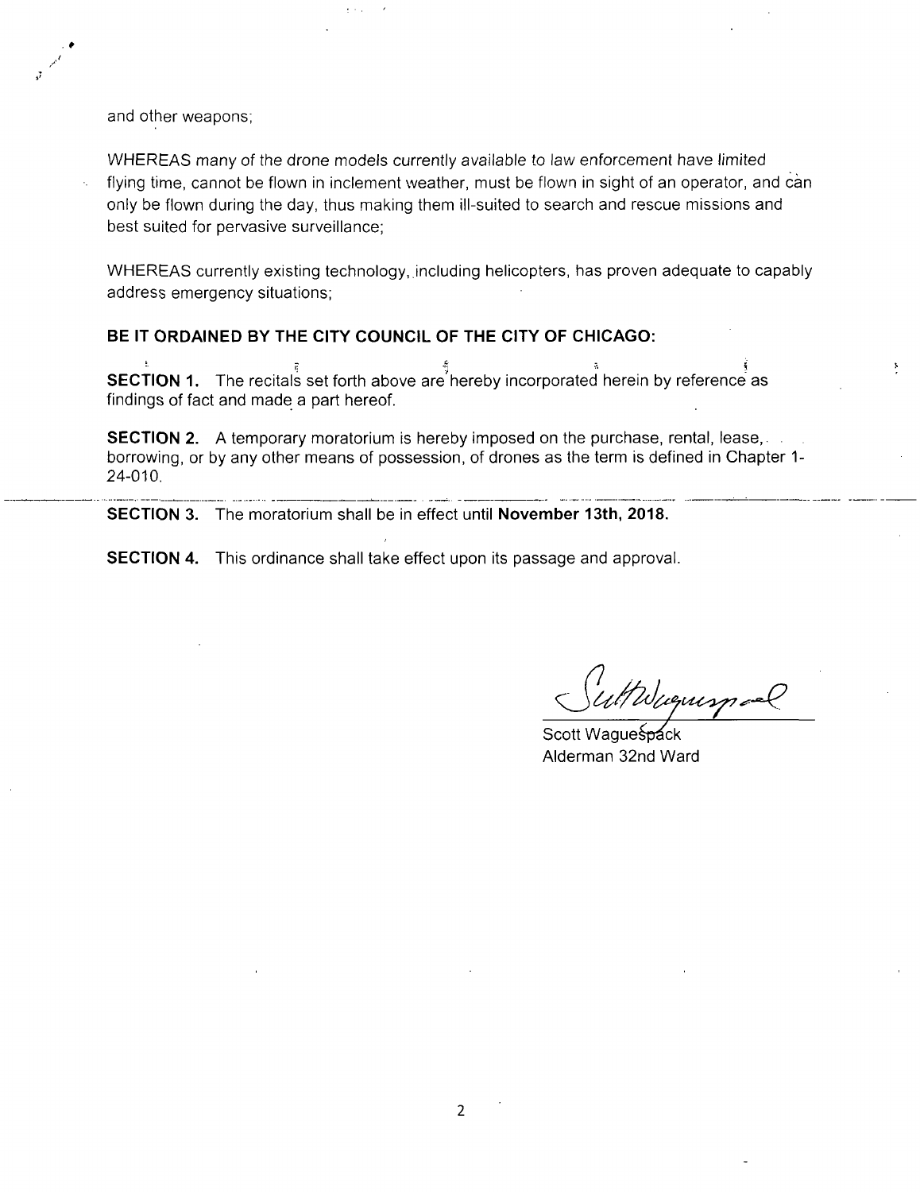and other weapons;

WHEREAS many of the drone models currently available to law enforcement have limited flying time, cannot be flown in inclement weather, must be flown in sight of an operator, and can only be flown during the day, thus making them ill-suited to search and rescue missions and best suited for pervasive surveillance;

WHEREAS currently existing technology, including helicopters, has proven adequate to capably address emergency situations;

**BE IT ORDAINED BY THE CITY COUNCIL OF THE CITY OF CHICAGO:**

**SECTION 1.** The recitals set forth above are hereby incorporated herein by reference as findings of fact and made a part hereof.

**SECTION 2.** A temporary moratorium is hereby imposed on the purchase, rental, lease, borrowing, or by any other means of possession, of drones as the term is defined in Chapter 1-24-010.

**SECTION 3.** The moratorium shall be in effect until **November 13th, 2018.**

**SECTION 4.** This ordinance shall take effect upon its passage and approval.

Scott Waguespack
Alderman 32nd Ward